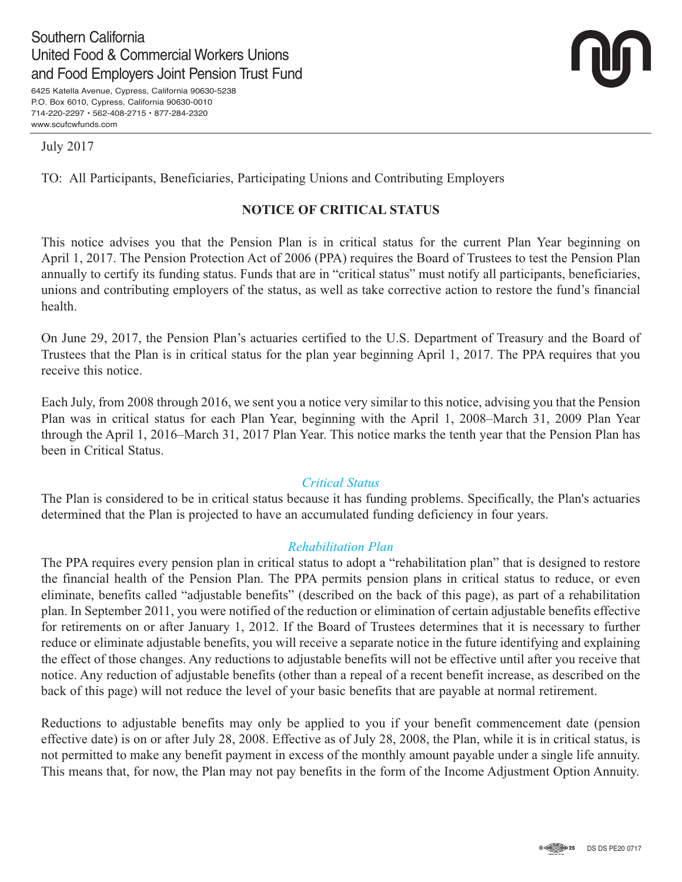Southern California
United Food & Commercial Workers Unions
and Food Employers Joint Pension Trust Fund

6425 Katella Avenue, Cypress, California 90630-5238
P.O. Box 6010, Cypress, California 90630-0010
714-220-2297 • 562-408-2715 • 877-284-2320
www.scufcwfunds.com

July 2017

TO: All Participants, Beneficiaries, Participating Unions and Contributing Employers

# NOTICE OF CRITICAL STATUS

This notice advises you that the Pension Plan is in critical status for the current Plan Year beginning on April 1, 2017. The Pension Protection Act of 2006 (PPA) requires the Board of Trustees to test the Pension Plan annually to certify its funding status. Funds that are in "critical status" must notify all participants, beneficiaries, unions and contributing employers of the status, as well as take corrective action to restore the fund's financial health.

On June 29, 2017, the Pension Plan's actuaries certified to the U.S. Department of Treasury and the Board of Trustees that the Plan is in critical status for the plan year beginning April 1, 2017. The PPA requires that you receive this notice.

Each July, from 2008 through 2016, we sent you a notice very similar to this notice, advising you that the Pension Plan was in critical status for each Plan Year, beginning with the April 1, 2008–March 31, 2009 Plan Year through the April 1, 2016–March 31, 2017 Plan Year. This notice marks the tenth year that the Pension Plan has been in Critical Status.

## *Critical Status*

The Plan is considered to be in critical status because it has funding problems. Specifically, the Plan's actuaries determined that the Plan is projected to have an accumulated funding deficiency in four years.

## *Rehabilitation Plan*

The PPA requires every pension plan in critical status to adopt a "rehabilitation plan" that is designed to restore the financial health of the Pension Plan. The PPA permits pension plans in critical status to reduce, or even eliminate, benefits called "adjustable benefits" (described on the back of this page), as part of a rehabilitation plan. In September 2011, you were notified of the reduction or elimination of certain adjustable benefits effective for retirements on or after January 1, 2012. If the Board of Trustees determines that it is necessary to further reduce or eliminate adjustable benefits, you will receive a separate notice in the future identifying and explaining the effect of those changes. Any reductions to adjustable benefits will not be effective until after you receive that notice. Any reduction of adjustable benefits (other than a repeal of a recent benefit increase, as described on the back of this page) will not reduce the level of your basic benefits that are payable at normal retirement.

Reductions to adjustable benefits may only be applied to you if your benefit commencement date (pension effective date) is on or after July 28, 2008. Effective as of July 28, 2008, the Plan, while it is in critical status, is not permitted to make any benefit payment in excess of the monthly amount payable under a single life annuity. This means that, for now, the Plan may not pay benefits in the form of the Income Adjustment Option Annuity.

DS DS PE20 0717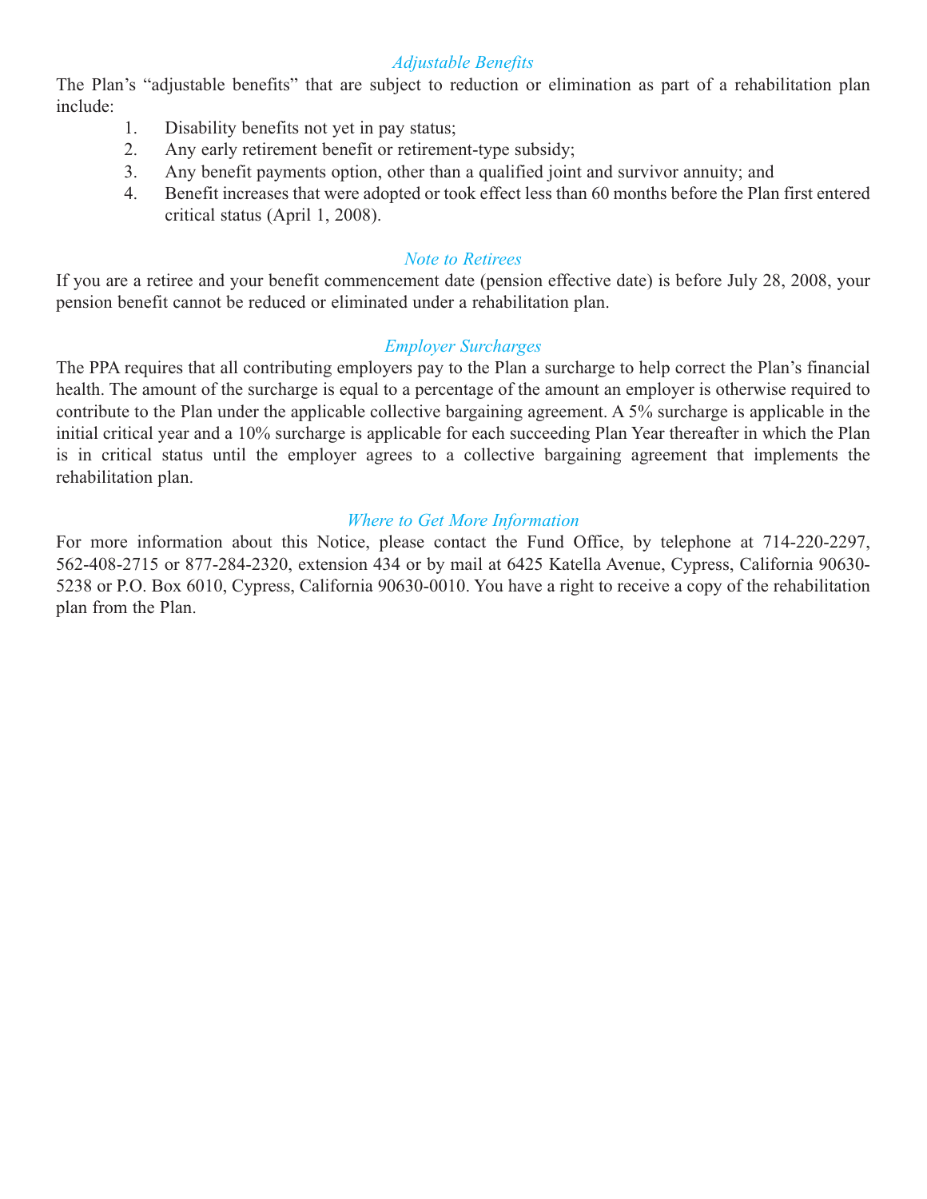### *Adjustable Benefits*

The Plan's "adjustable benefits" that are subject to reduction or elimination as part of a rehabilitation plan include:

1. Disability benefits not yet in pay status;
2. Any early retirement benefit or retirement-type subsidy;
3. Any benefit payments option, other than a qualified joint and survivor annuity; and
4. Benefit increases that were adopted or took effect less than 60 months before the Plan first entered critical status (April 1, 2008).

### *Note to Retirees*

If you are a retiree and your benefit commencement date (pension effective date) is before July 28, 2008, your pension benefit cannot be reduced or eliminated under a rehabilitation plan.

### *Employer Surcharges*

The PPA requires that all contributing employers pay to the Plan a surcharge to help correct the Plan's financial health. The amount of the surcharge is equal to a percentage of the amount an employer is otherwise required to contribute to the Plan under the applicable collective bargaining agreement. A 5% surcharge is applicable in the initial critical year and a 10% surcharge is applicable for each succeeding Plan Year thereafter in which the Plan is in critical status until the employer agrees to a collective bargaining agreement that implements the rehabilitation plan.

### *Where to Get More Information*

For more information about this Notice, please contact the Fund Office, by telephone at 714-220-2297, 562-408-2715 or 877-284-2320, extension 434 or by mail at 6425 Katella Avenue, Cypress, California 90630-5238 or P.O. Box 6010, Cypress, California 90630-0010. You have a right to receive a copy of the rehabilitation plan from the Plan.